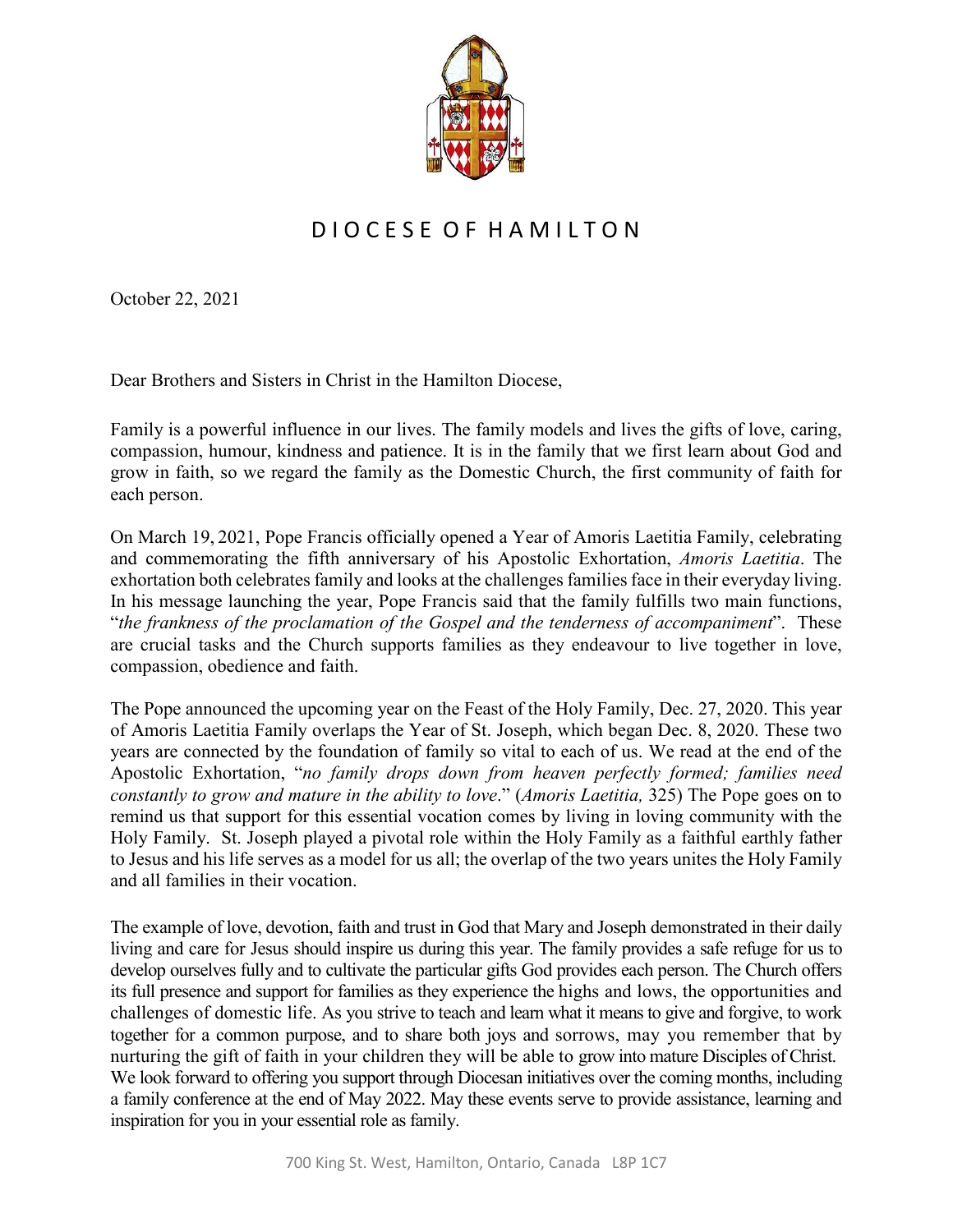# DIOCESE OF HAMILTON

October 22, 2021

Dear Brothers and Sisters in Christ in the Hamilton Diocese,

Family is a powerful influence in our lives. The family models and lives the gifts of love, caring, compassion, humour, kindness and patience. It is in the family that we first learn about God and grow in faith, so we regard the family as the Domestic Church, the first community of faith for each person.

On March 19, 2021, Pope Francis officially opened a Year of Amoris Laetitia Family, celebrating and commemorating the fifth anniversary of his Apostolic Exhortation, *Amoris Laetitia*. The exhortation both celebrates family and looks at the challenges families face in their everyday living. In his message launching the year, Pope Francis said that the family fulfills two main functions, "*the frankness of the proclamation of the Gospel and the tenderness of accompaniment*". These are crucial tasks and the Church supports families as they endeavour to live together in love, compassion, obedience and faith.

The Pope announced the upcoming year on the Feast of the Holy Family, Dec. 27, 2020. This year of Amoris Laetitia Family overlaps the Year of St. Joseph, which began Dec. 8, 2020. These two years are connected by the foundation of family so vital to each of us. We read at the end of the Apostolic Exhortation, "*no family drops down from heaven perfectly formed; families need constantly to grow and mature in the ability to love*." (*Amoris Laetitia,* 325) The Pope goes on to remind us that support for this essential vocation comes by living in loving community with the Holy Family. St. Joseph played a pivotal role within the Holy Family as a faithful earthly father to Jesus and his life serves as a model for us all; the overlap of the two years unites the Holy Family and all families in their vocation.

The example of love, devotion, faith and trust in God that Mary and Joseph demonstrated in their daily living and care for Jesus should inspire us during this year. The family provides a safe refuge for us to develop ourselves fully and to cultivate the particular gifts God provides each person. The Church offers its full presence and support for families as they experience the highs and lows, the opportunities and challenges of domestic life. As you strive to teach and learn what it means to give and forgive, to work together for a common purpose, and to share both joys and sorrows, may you remember that by nurturing the gift of faith in your children they will be able to grow into mature Disciples of Christ. We look forward to offering you support through Diocesan initiatives over the coming months, including a family conference at the end of May 2022. May these events serve to provide assistance, learning and inspiration for you in your essential role as family.

700 King St. West, Hamilton, Ontario, Canada L8P 1C7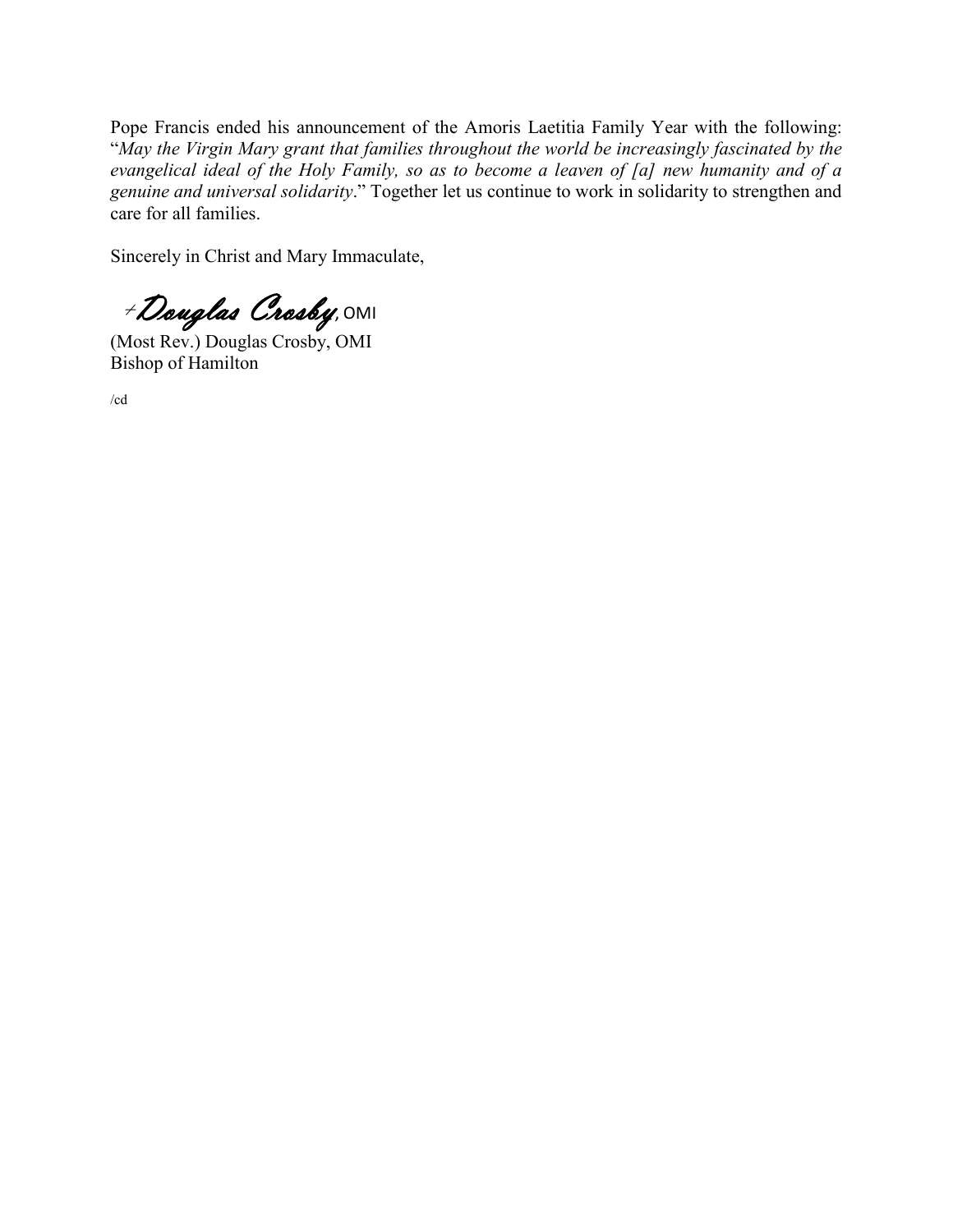Pope Francis ended his announcement of the Amoris Laetitia Family Year with the following: "*May the Virgin Mary grant that families throughout the world be increasingly fascinated by the evangelical ideal of the Holy Family, so as to become a leaven of [a] new humanity and of a genuine and universal solidarity*." Together let us continue to work in solidarity to strengthen and care for all families.

Sincerely in Christ and Mary Immaculate,

+Douglas Crosby, OMI

(Most Rev.) Douglas Crosby, OMI
Bishop of Hamilton

/cd